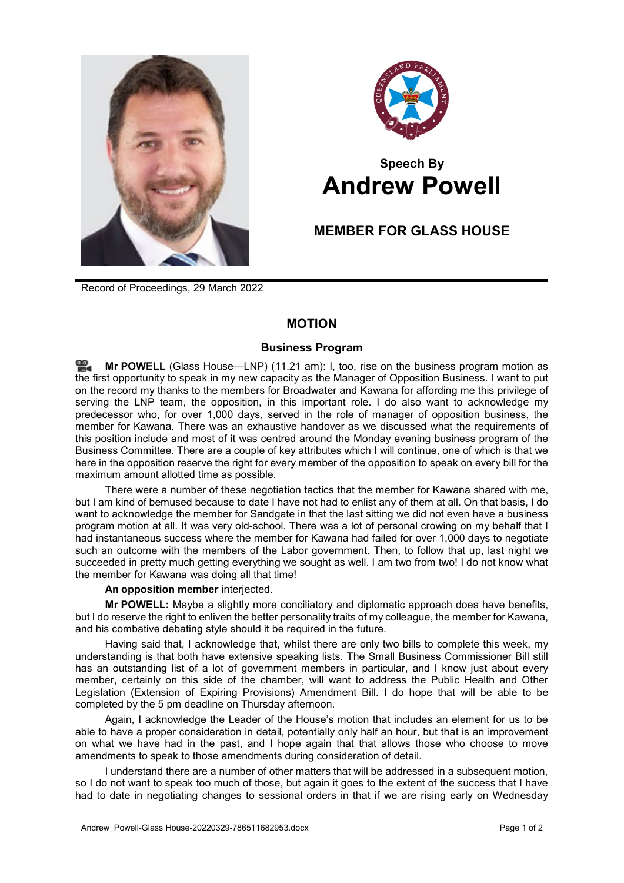**Speech By**
# Andrew Powell

## MEMBER FOR GLASS HOUSE

Record of Proceedings, 29 March 2022

### MOTION

#### Business Program

**Mr POWELL** (Glass House—LNP) (11.21 am): I, too, rise on the business program motion as the first opportunity to speak in my new capacity as the Manager of Opposition Business. I want to put on the record my thanks to the members for Broadwater and Kawana for affording me this privilege of serving the LNP team, the opposition, in this important role. I do also want to acknowledge my predecessor who, for over 1,000 days, served in the role of manager of opposition business, the member for Kawana. There was an exhaustive handover as we discussed what the requirements of this position include and most of it was centred around the Monday evening business program of the Business Committee. There are a couple of key attributes which I will continue, one of which is that we here in the opposition reserve the right for every member of the opposition to speak on every bill for the maximum amount allotted time as possible.

There were a number of these negotiation tactics that the member for Kawana shared with me, but I am kind of bemused because to date I have not had to enlist any of them at all. On that basis, I do want to acknowledge the member for Sandgate in that the last sitting we did not even have a business program motion at all. It was very old-school. There was a lot of personal crowing on my behalf that I had instantaneous success where the member for Kawana had failed for over 1,000 days to negotiate such an outcome with the members of the Labor government. Then, to follow that up, last night we succeeded in pretty much getting everything we sought as well. I am two from two! I do not know what the member for Kawana was doing all that time!

**An opposition member** interjected.

**Mr POWELL:** Maybe a slightly more conciliatory and diplomatic approach does have benefits, but I do reserve the right to enliven the better personality traits of my colleague, the member for Kawana, and his combative debating style should it be required in the future.

Having said that, I acknowledge that, whilst there are only two bills to complete this week, my understanding is that both have extensive speaking lists. The Small Business Commissioner Bill still has an outstanding list of a lot of government members in particular, and I know just about every member, certainly on this side of the chamber, will want to address the Public Health and Other Legislation (Extension of Expiring Provisions) Amendment Bill. I do hope that will be able to be completed by the 5 pm deadline on Thursday afternoon.

Again, I acknowledge the Leader of the House's motion that includes an element for us to be able to have a proper consideration in detail, potentially only half an hour, but that is an improvement on what we have had in the past, and I hope again that that allows those who choose to move amendments to speak to those amendments during consideration of detail.

I understand there are a number of other matters that will be addressed in a subsequent motion, so I do not want to speak too much of those, but again it goes to the extent of the success that I have had to date in negotiating changes to sessional orders in that if we are rising early on Wednesday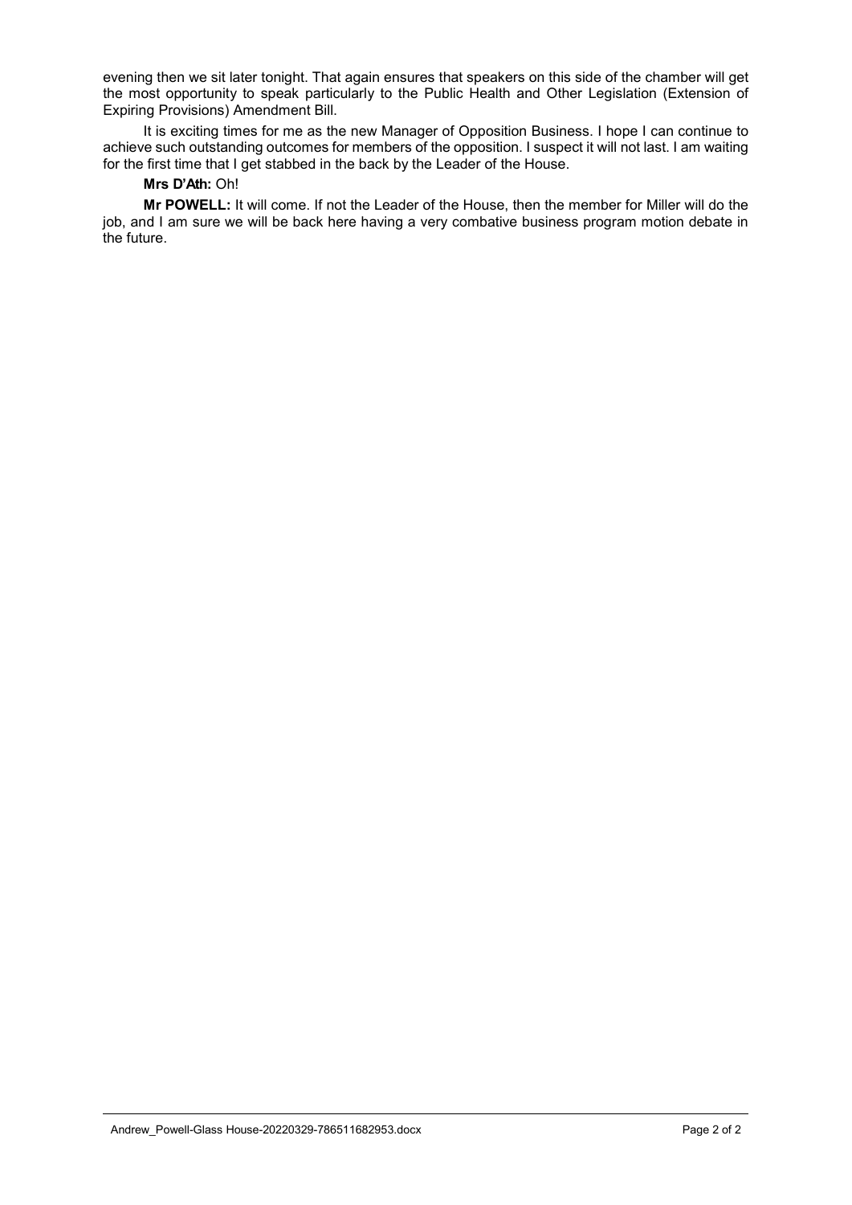evening then we sit later tonight. That again ensures that speakers on this side of the chamber will get the most opportunity to speak particularly to the Public Health and Other Legislation (Extension of Expiring Provisions) Amendment Bill.

It is exciting times for me as the new Manager of Opposition Business. I hope I can continue to achieve such outstanding outcomes for members of the opposition. I suspect it will not last. I am waiting for the first time that I get stabbed in the back by the Leader of the House.

**Mrs D'Ath:** Oh!

**Mr POWELL:** It will come. If not the Leader of the House, then the member for Miller will do the job, and I am sure we will be back here having a very combative business program motion debate in the future.